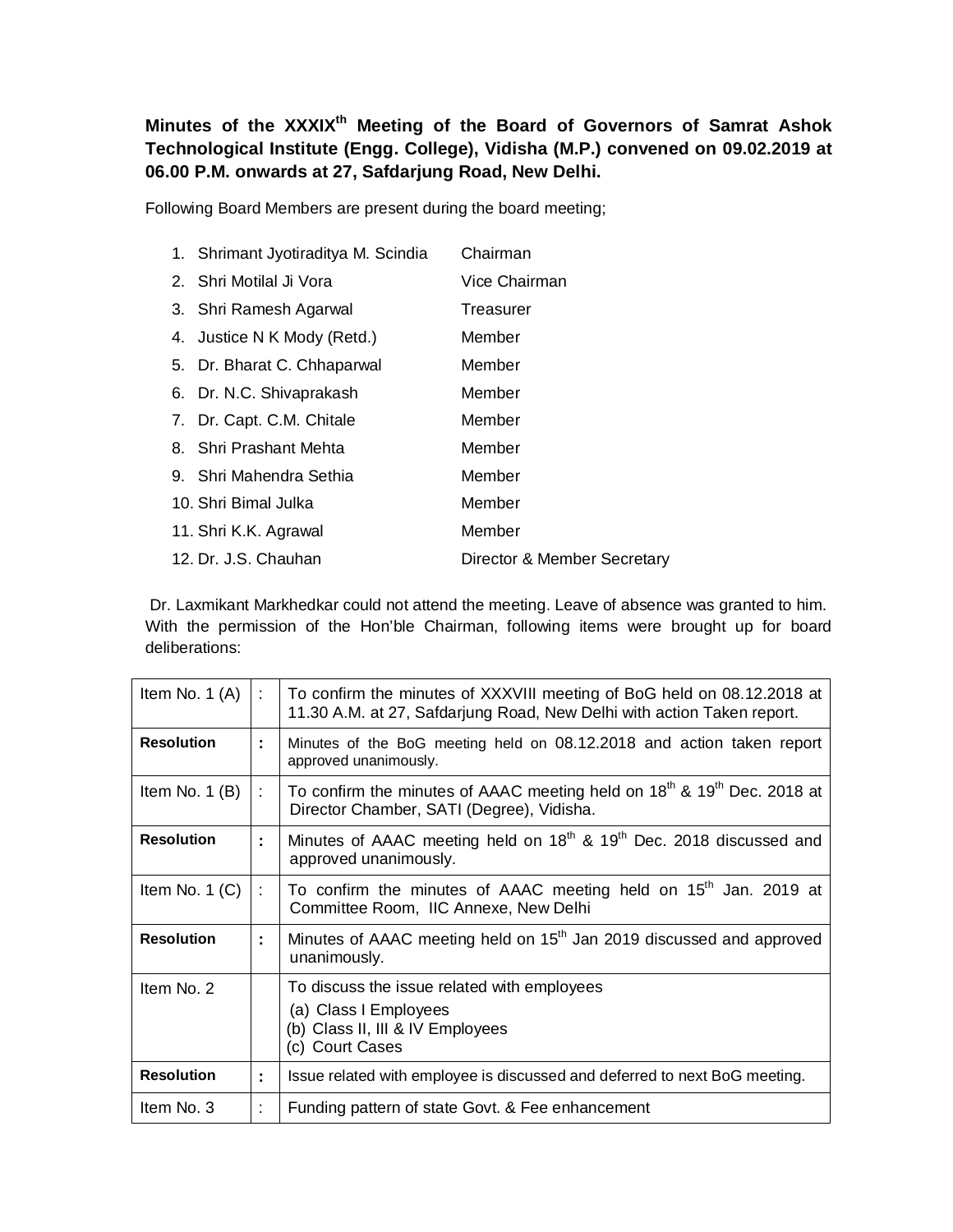**Minutes of the XXXIX[th] Meeting of the Board of Governors of Samrat Ashok Technological Institute (Engg. College), Vidisha (M.P.) convened on 09.02.2019 at 06.00 P.M. onwards at 27, Safdarjung Road, New Delhi.**

Following Board Members are present during the board meeting;

1. Shrimant Jyotiraditya M. Scindia — Chairman
2. Shri Motilal Ji Vora — Vice Chairman
3. Shri Ramesh Agarwal — Treasurer
4. Justice N K Mody (Retd.) — Member
5. Dr. Bharat C. Chhaparwal — Member
6. Dr. N.C. Shivaprakash — Member
7. Dr. Capt. C.M. Chitale — Member
8. Shri Prashant Mehta — Member
9. Shri Mahendra Sethia — Member
10. Shri Bimal Julka — Member
11. Shri K.K. Agrawal — Member
12. Dr. J.S. Chauhan — Director & Member Secretary

Dr. Laxmikant Markhedkar could not attend the meeting. Leave of absence was granted to him. With the permission of the Hon'ble Chairman, following items were brought up for board deliberations:

| | | |
|---|---|---|
| Item No. 1 (A) | : | To confirm the minutes of XXXVIII meeting of BoG held on 08.12.2018 at 11.30 A.M. at 27, Safdarjung Road, New Delhi with action Taken report. |
| **Resolution** | **:** | Minutes of the BoG meeting held on 08.12.2018 and action taken report approved unanimously. |
| Item No. 1 (B) | : | To confirm the minutes of AAAC meeting held on 18[th] & 19[th] Dec. 2018 at Director Chamber, SATI (Degree), Vidisha. |
| **Resolution** | **:** | Minutes of AAAC meeting held on 18[th] & 19[th] Dec. 2018 discussed and approved unanimously. |
| Item No. 1 (C) | : | To confirm the minutes of AAAC meeting held on 15[th] Jan. 2019 at Committee Room, IIC Annexe, New Delhi |
| **Resolution** | **:** | Minutes of AAAC meeting held on 15[th] Jan 2019 discussed and approved unanimously. |
| Item No. 2 | | To discuss the issue related with employees<br>(a) Class I Employees<br>(b) Class II, III & IV Employees<br>(c) Court Cases |
| **Resolution** | **:** | Issue related with employee is discussed and deferred to next BoG meeting. |
| Item No. 3 | : | Funding pattern of state Govt. & Fee enhancement |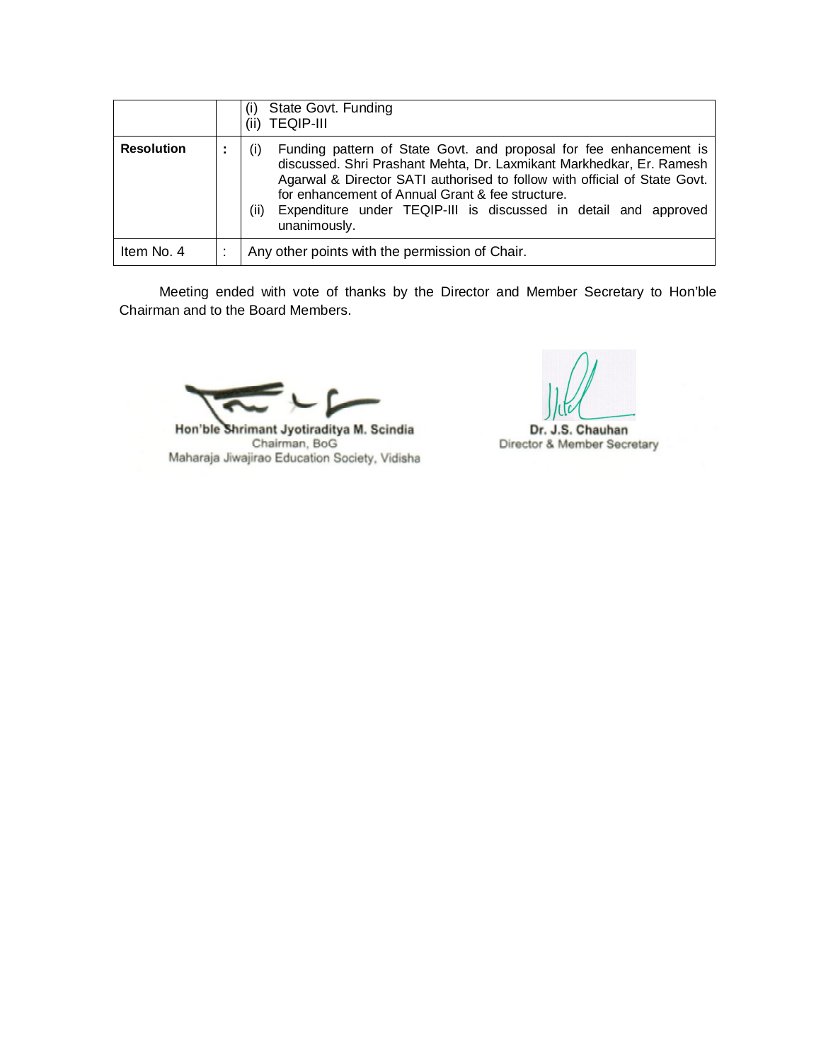| | | |
|---|---|---|
| | | (i) State Govt. Funding<br>(ii) TEQIP-III |
| **Resolution** | **:** | (i) Funding pattern of State Govt. and proposal for fee enhancement is discussed. Shri Prashant Mehta, Dr. Laxmikant Markhedkar, Er. Ramesh Agarwal & Director SATI authorised to follow with official of State Govt. for enhancement of Annual Grant & fee structure.<br>(ii) Expenditure under TEQIP-III is discussed in detail and approved unanimously. |
| Item No. 4 | : | Any other points with the permission of Chair. |

Meeting ended with vote of thanks by the Director and Member Secretary to Hon'ble Chairman and to the Board Members.

**Hon'ble Shrimant Jyotiraditya M. Scindia**
Chairman, BoG
Maharaja Jiwajirao Education Society, Vidisha

**Dr. J.S. Chauhan**
Director & Member Secretary